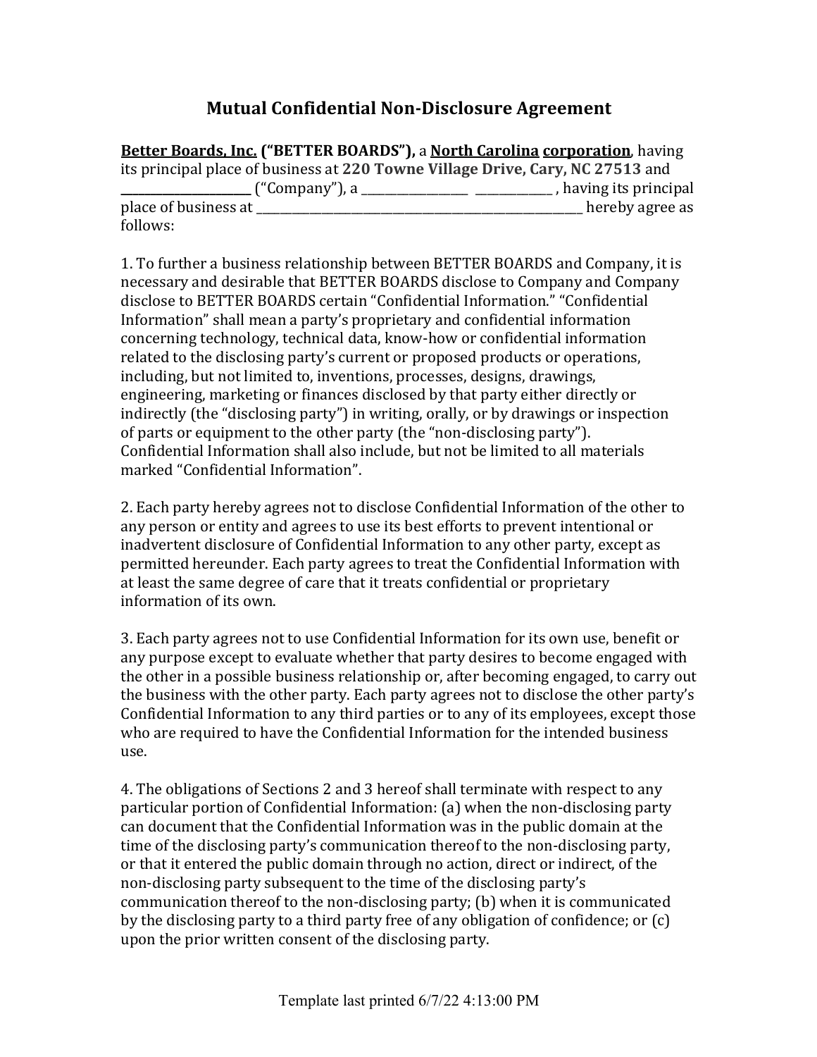# Mutual Confidential Non-Disclosure Agreement

**Better Boards, Inc. ("BETTER BOARDS"),** a North Carolina corporation, having its principal place of business at **220 Towne Village Drive, Cary, NC 27513** and ______________________ ("Company"), a __________________ ______________ , having its principal place of business at ________________________________________________________ hereby agree as follows:

1. To further a business relationship between BETTER BOARDS and Company, it is necessary and desirable that BETTER BOARDS disclose to Company and Company disclose to BETTER BOARDS certain "Confidential Information." "Confidential Information" shall mean a party's proprietary and confidential information concerning technology, technical data, know-how or confidential information related to the disclosing party's current or proposed products or operations, including, but not limited to, inventions, processes, designs, drawings, engineering, marketing or finances disclosed by that party either directly or indirectly (the "disclosing party") in writing, orally, or by drawings or inspection of parts or equipment to the other party (the "non-disclosing party"). Confidential Information shall also include, but not be limited to all materials marked "Confidential Information".

2. Each party hereby agrees not to disclose Confidential Information of the other to any person or entity and agrees to use its best efforts to prevent intentional or inadvertent disclosure of Confidential Information to any other party, except as permitted hereunder. Each party agrees to treat the Confidential Information with at least the same degree of care that it treats confidential or proprietary information of its own.

3. Each party agrees not to use Confidential Information for its own use, benefit or any purpose except to evaluate whether that party desires to become engaged with the other in a possible business relationship or, after becoming engaged, to carry out the business with the other party. Each party agrees not to disclose the other party's Confidential Information to any third parties or to any of its employees, except those who are required to have the Confidential Information for the intended business use.

4. The obligations of Sections 2 and 3 hereof shall terminate with respect to any particular portion of Confidential Information: (a) when the non-disclosing party can document that the Confidential Information was in the public domain at the time of the disclosing party's communication thereof to the non-disclosing party, or that it entered the public domain through no action, direct or indirect, of the non-disclosing party subsequent to the time of the disclosing party's communication thereof to the non-disclosing party; (b) when it is communicated by the disclosing party to a third party free of any obligation of confidence; or (c) upon the prior written consent of the disclosing party.

Template last printed 6/7/22 4:13:00 PM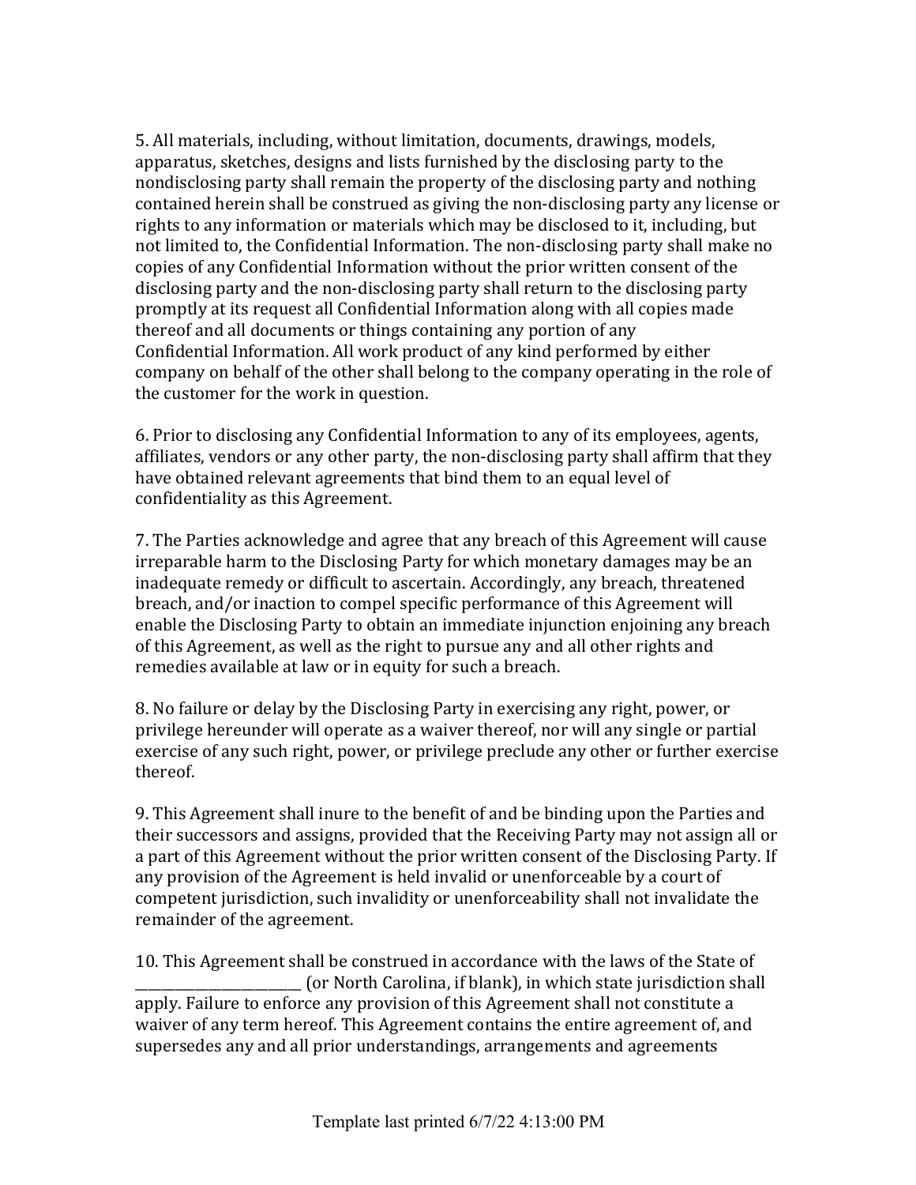5. All materials, including, without limitation, documents, drawings, models, apparatus, sketches, designs and lists furnished by the disclosing party to the nondisclosing party shall remain the property of the disclosing party and nothing contained herein shall be construed as giving the non-disclosing party any license or rights to any information or materials which may be disclosed to it, including, but not limited to, the Confidential Information. The non-disclosing party shall make no copies of any Confidential Information without the prior written consent of the disclosing party and the non-disclosing party shall return to the disclosing party promptly at its request all Confidential Information along with all copies made thereof and all documents or things containing any portion of any Confidential Information. All work product of any kind performed by either company on behalf of the other shall belong to the company operating in the role of the customer for the work in question.

6. Prior to disclosing any Confidential Information to any of its employees, agents, affiliates, vendors or any other party, the non-disclosing party shall affirm that they have obtained relevant agreements that bind them to an equal level of confidentiality as this Agreement.

7. The Parties acknowledge and agree that any breach of this Agreement will cause irreparable harm to the Disclosing Party for which monetary damages may be an inadequate remedy or difficult to ascertain. Accordingly, any breach, threatened breach, and/or inaction to compel specific performance of this Agreement will enable the Disclosing Party to obtain an immediate injunction enjoining any breach of this Agreement, as well as the right to pursue any and all other rights and remedies available at law or in equity for such a breach.

8. No failure or delay by the Disclosing Party in exercising any right, power, or privilege hereunder will operate as a waiver thereof, nor will any single or partial exercise of any such right, power, or privilege preclude any other or further exercise thereof.

9. This Agreement shall inure to the benefit of and be binding upon the Parties and their successors and assigns, provided that the Receiving Party may not assign all or a part of this Agreement without the prior written consent of the Disclosing Party. If any provision of the Agreement is held invalid or unenforceable by a court of competent jurisdiction, such invalidity or unenforceability shall not invalidate the remainder of the agreement.

10. This Agreement shall be construed in accordance with the laws of the State of ________________________ (or North Carolina, if blank), in which state jurisdiction shall apply. Failure to enforce any provision of this Agreement shall not constitute a waiver of any term hereof. This Agreement contains the entire agreement of, and supersedes any and all prior understandings, arrangements and agreements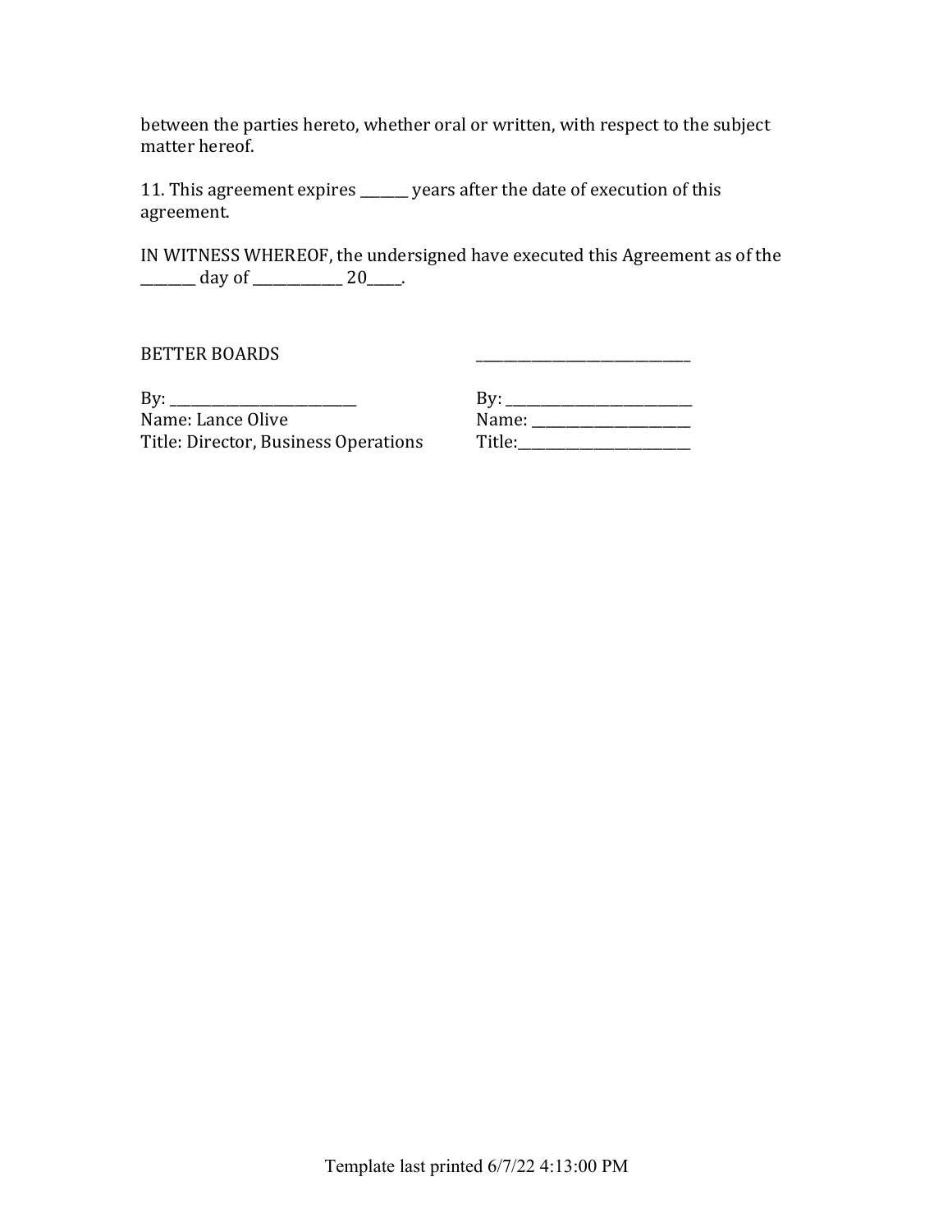between the parties hereto, whether oral or written, with respect to the subject matter hereof.

11. This agreement expires _______ years after the date of execution of this agreement.

IN WITNESS WHEREOF, the undersigned have executed this Agreement as of the ________ day of _____________ 20_____.

| | |
|---|---|
| BETTER BOARDS | ________________________________ |
| By: ___________________________ | By: ___________________________ |
| Name: Lance Olive | Name: _______________________ |
| Title: Director, Business Operations | Title:_________________________ |